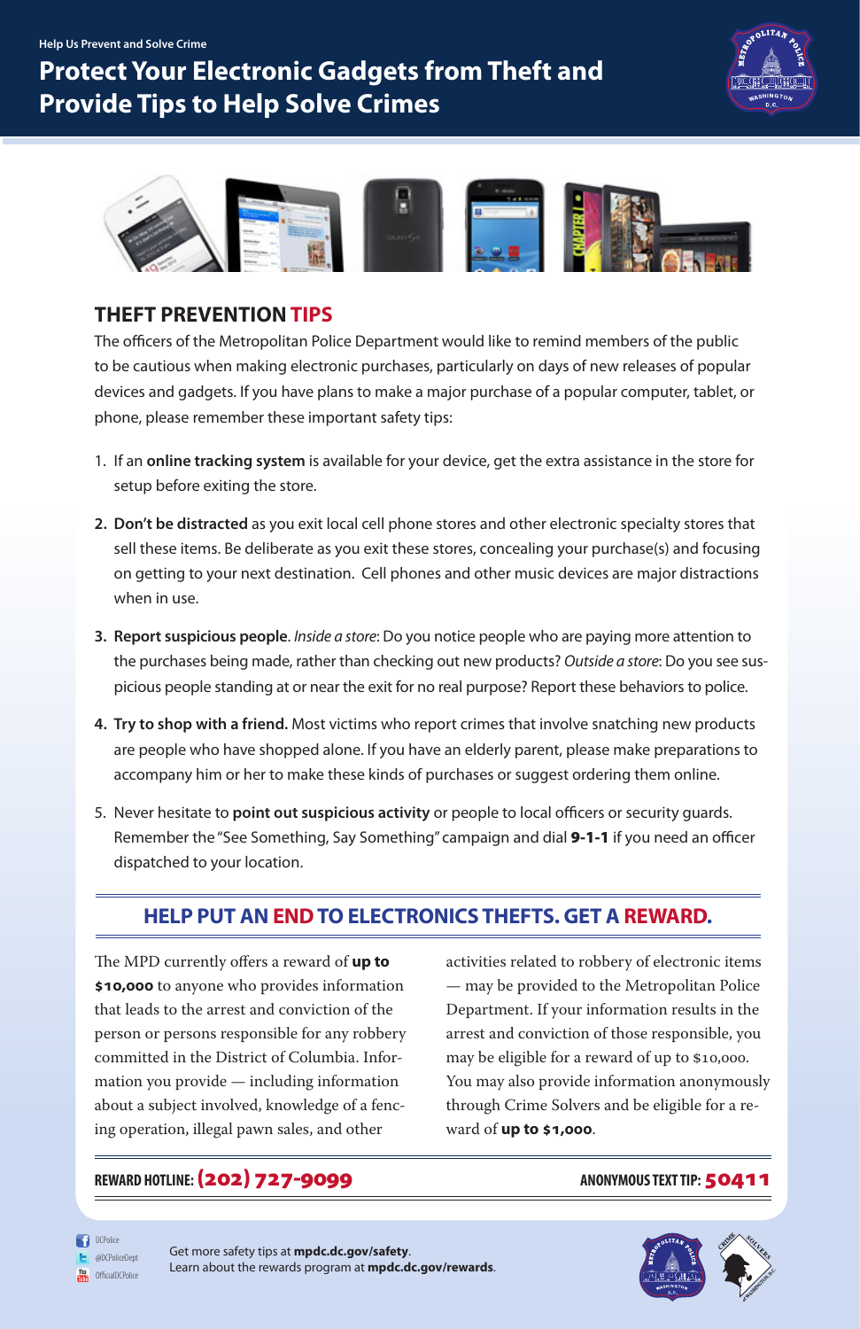Help Us Prevent and Solve Crime

# Protect Your Electronic Gadgets from Theft and Provide Tips to Help Solve Crimes

## THEFT PREVENTION TIPS

The officers of the Metropolitan Police Department would like to remind members of the public to be cautious when making electronic purchases, particularly on days of new releases of popular devices and gadgets. If you have plans to make a major purchase of a popular computer, tablet, or phone, please remember these important safety tips:

1. If an **online tracking system** is available for your device, get the extra assistance in the store for setup before exiting the store.
2. **Don't be distracted** as you exit local cell phone stores and other electronic specialty stores that sell these items. Be deliberate as you exit these stores, concealing your purchase(s) and focusing on getting to your next destination. Cell phones and other music devices are major distractions when in use.
3. **Report suspicious people**. *Inside a store*: Do you notice people who are paying more attention to the purchases being made, rather than checking out new products? *Outside a store*: Do you see suspicious people standing at or near the exit for no real purpose? Report these behaviors to police.
4. **Try to shop with a friend.** Most victims who report crimes that involve snatching new products are people who have shopped alone. If you have an elderly parent, please make preparations to accompany him or her to make these kinds of purchases or suggest ordering them online.
5. Never hesitate to **point out suspicious activity** or people to local officers or security guards. Remember the "See Something, Say Something" campaign and dial **9-1-1** if you need an officer dispatched to your location.

## HELP PUT AN END TO ELECTRONICS THEFTS. GET A REWARD.

The MPD currently offers a reward of **up to $10,000** to anyone who provides information that leads to the arrest and conviction of the person or persons responsible for any robbery committed in the District of Columbia. Information you provide — including information about a subject involved, knowledge of a fencing operation, illegal pawn sales, and other activities related to robbery of electronic items — may be provided to the Metropolitan Police Department. If your information results in the arrest and conviction of those responsible, you may be eligible for a reward of up to $10,000. You may also provide information anonymously through Crime Solvers and be eligible for a reward of **up to $1,000**.

**REWARD HOTLINE: (202) 727-9099**

**ANONYMOUS TEXT TIP: 50411**

DCPolice
@DCPoliceDept
OfficialDCPolice

Get more safety tips at **mpdc.dc.gov/safety**.
Learn about the rewards program at **mpdc.dc.gov/rewards**.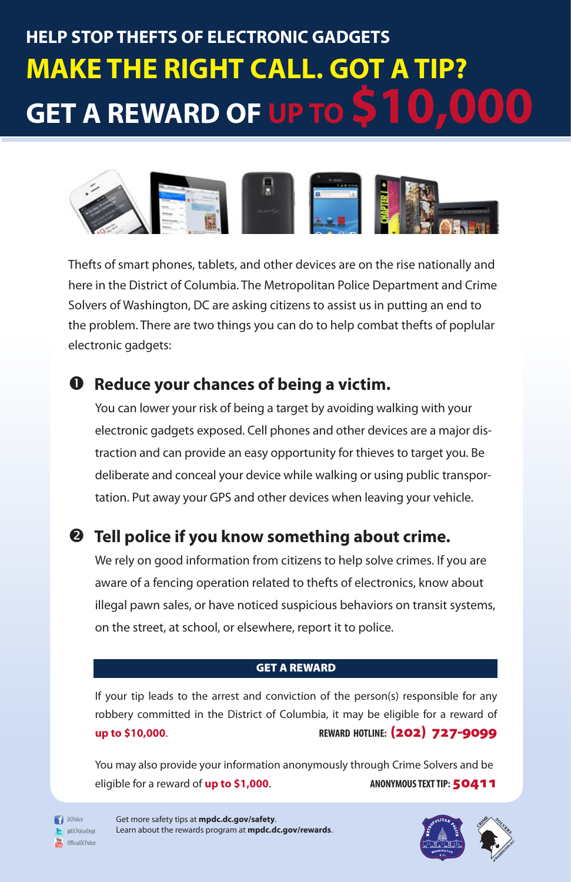# HELP STOP THEFTS OF ELECTRONIC GADGETS

# MAKE THE RIGHT CALL. GOT A TIP?

# GET A REWARD OF UP TO $10,000

Thefts of smart phones, tablets, and other devices are on the rise nationally and here in the District of Columbia. The Metropolitan Police Department and Crime Solvers of Washington, DC are asking citizens to assist us in putting an end to the problem. There are two things you can do to help combat thefts of poplular electronic gadgets:

## ❶ Reduce your chances of being a victim.

You can lower your risk of being a target by avoiding walking with your electronic gadgets exposed. Cell phones and other devices are a major distraction and can provide an easy opportunity for thieves to target you. Be deliberate and conceal your device while walking or using public transportation. Put away your GPS and other devices when leaving your vehicle.

## ❷ Tell police if you know something about crime.

We rely on good information from citizens to help solve crimes. If you are aware of a fencing operation related to thefts of electronics, know about illegal pawn sales, or have noticed suspicious behaviors on transit systems, on the street, at school, or elsewhere, report it to police.

### GET A REWARD

If your tip leads to the arrest and conviction of the person(s) responsible for any robbery committed in the District of Columbia, it may be eligible for a reward of **up to $10,000**.

**REWARD HOTLINE: (202) 727-9099**

You may also provide your information anonymously through Crime Solvers and be eligible for a reward of **up to $1,000**.

**ANONYMOUS TEXT TIP: 50411**

DCPolice
@DCPoliceDept
OfficialDCPolice

Get more safety tips at **mpdc.dc.gov/safety**.
Learn about the rewards program at **mpdc.dc.gov/rewards**.